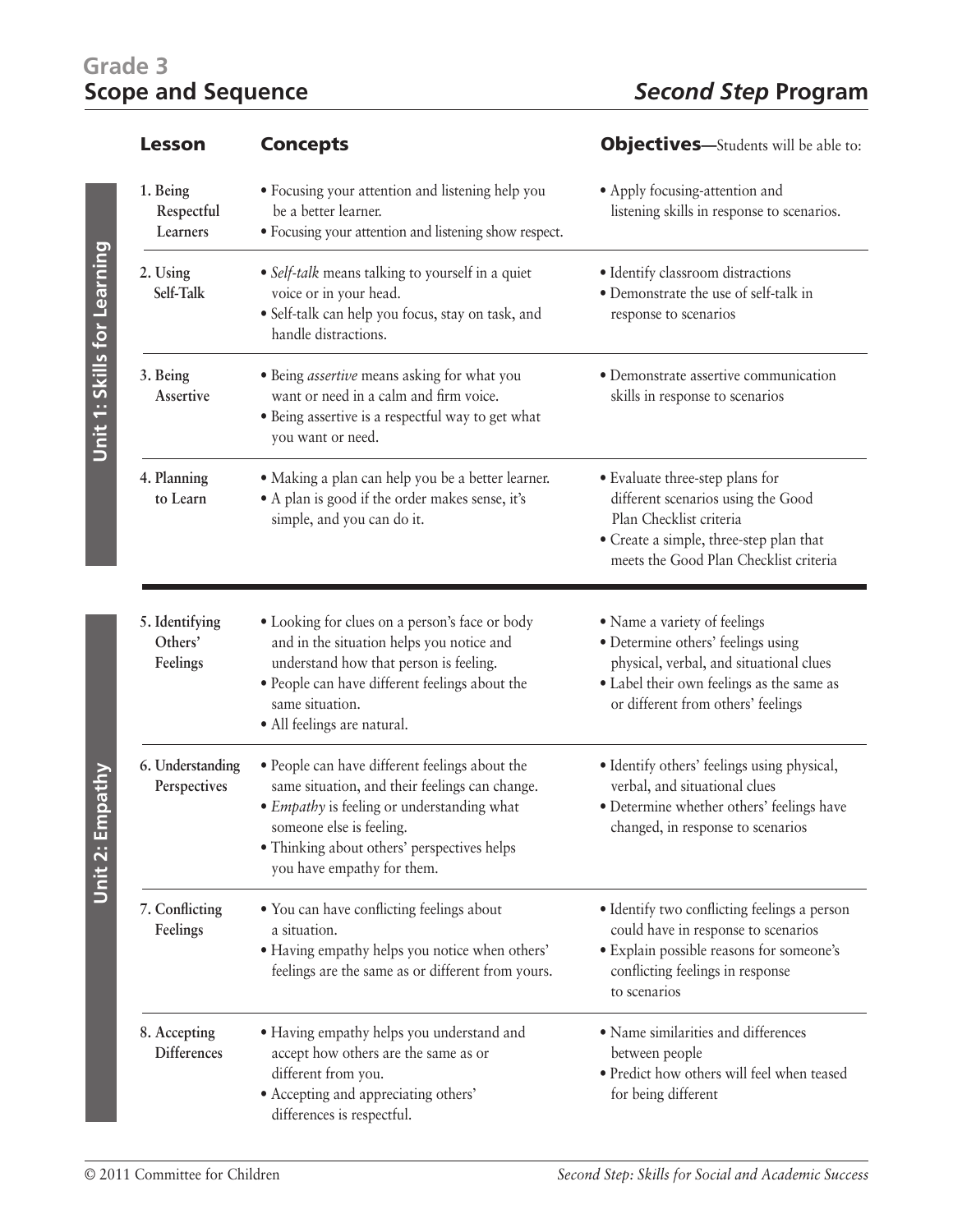# Grade 3
## Scope and Sequence — *Second Step* Program

| Unit | Lesson | Concepts | Objectives—Students will be able to: |
|---|---|---|---|
| Unit 1: Skills for Learning | 1. Being Respectful Learners | • Focusing your attention and listening help you be a better learner.<br>• Focusing your attention and listening show respect. | • Apply focusing-attention and listening skills in response to scenarios. |
| | 2. Using Self-Talk | • *Self-talk* means talking to yourself in a quiet voice or in your head.<br>• Self-talk can help you focus, stay on task, and handle distractions. | • Identify classroom distractions<br>• Demonstrate the use of self-talk in response to scenarios |
| | 3. Being Assertive | • Being *assertive* means asking for what you want or need in a calm and firm voice.<br>• Being assertive is a respectful way to get what you want or need. | • Demonstrate assertive communication skills in response to scenarios |
| | 4. Planning to Learn | • Making a plan can help you be a better learner.<br>• A plan is good if the order makes sense, it's simple, and you can do it. | • Evaluate three-step plans for different scenarios using the Good Plan Checklist criteria<br>• Create a simple, three-step plan that meets the Good Plan Checklist criteria |
| Unit 2: Empathy | 5. Identifying Others' Feelings | • Looking for clues on a person's face or body and in the situation helps you notice and understand how that person is feeling.<br>• People can have different feelings about the same situation.<br>• All feelings are natural. | • Name a variety of feelings<br>• Determine others' feelings using physical, verbal, and situational clues<br>• Label their own feelings as the same as or different from others' feelings |
| | 6. Understanding Perspectives | • People can have different feelings about the same situation, and their feelings can change.<br>• *Empathy* is feeling or understanding what someone else is feeling.<br>• Thinking about others' perspectives helps you have empathy for them. | • Identify others' feelings using physical, verbal, and situational clues<br>• Determine whether others' feelings have changed, in response to scenarios |
| | 7. Conflicting Feelings | • You can have conflicting feelings about a situation.<br>• Having empathy helps you notice when others' feelings are the same as or different from yours. | • Identify two conflicting feelings a person could have in response to scenarios<br>• Explain possible reasons for someone's conflicting feelings in response to scenarios |
| | 8. Accepting Differences | • Having empathy helps you understand and accept how others are the same as or different from you.<br>• Accepting and appreciating others' differences is respectful. | • Name similarities and differences between people<br>• Predict how others will feel when teased for being different |

© 2011 Committee for Children — *Second Step: Skills for Social and Academic Success*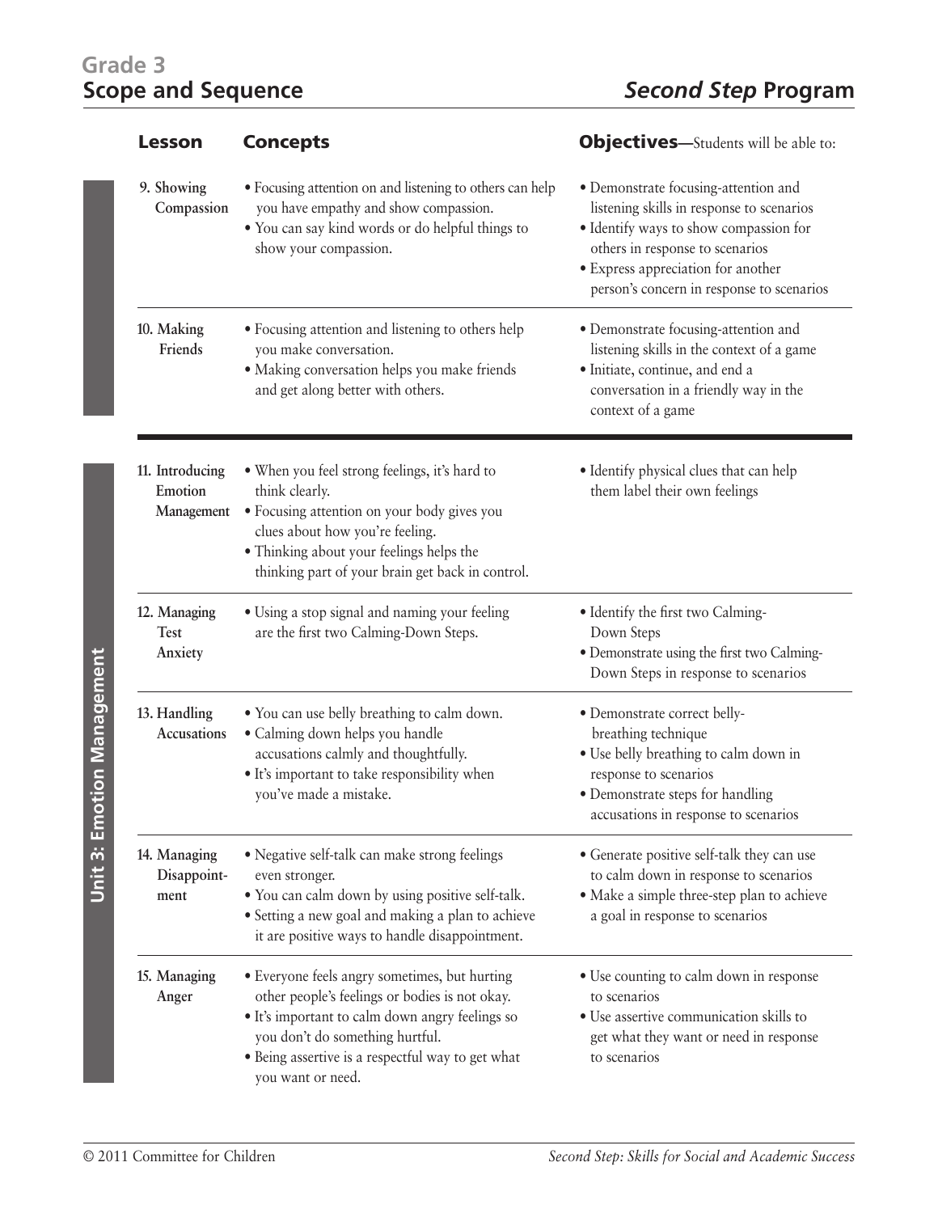# Grade 3

## Scope and Sequence

*Second Step* Program

| Lesson | Concepts | Objectives—Students will be able to: |
|---|---|---|
| 9. Showing Compassion | • Focusing attention on and listening to others can help you have empathy and show compassion.<br>• You can say kind words or do helpful things to show your compassion. | • Demonstrate focusing-attention and listening skills in response to scenarios<br>• Identify ways to show compassion for others in response to scenarios<br>• Express appreciation for another person's concern in response to scenarios |
| 10. Making Friends | • Focusing attention and listening to others help you make conversation.<br>• Making conversation helps you make friends and get along better with others. | • Demonstrate focusing-attention and listening skills in the context of a game<br>• Initiate, continue, and end a conversation in a friendly way in the context of a game |

**Unit 3: Emotion Management**

| Lesson | Concepts | Objectives—Students will be able to: |
|---|---|---|
| 11. Introducing Emotion Management | • When you feel strong feelings, it's hard to think clearly.<br>• Focusing attention on your body gives you clues about how you're feeling.<br>• Thinking about your feelings helps the thinking part of your brain get back in control. | • Identify physical clues that can help them label their own feelings |
| 12. Managing Test Anxiety | • Using a stop signal and naming your feeling are the first two Calming-Down Steps. | • Identify the first two Calming-Down Steps<br>• Demonstrate using the first two Calming-Down Steps in response to scenarios |
| 13. Handling Accusations | • You can use belly breathing to calm down.<br>• Calming down helps you handle accusations calmly and thoughtfully.<br>• It's important to take responsibility when you've made a mistake. | • Demonstrate correct belly-breathing technique<br>• Use belly breathing to calm down in response to scenarios<br>• Demonstrate steps for handling accusations in response to scenarios |
| 14. Managing Disappointment | • Negative self-talk can make strong feelings even stronger.<br>• You can calm down by using positive self-talk.<br>• Setting a new goal and making a plan to achieve it are positive ways to handle disappointment. | • Generate positive self-talk they can use to calm down in response to scenarios<br>• Make a simple three-step plan to achieve a goal in response to scenarios |
| 15. Managing Anger | • Everyone feels angry sometimes, but hurting other people's feelings or bodies is not okay.<br>• It's important to calm down angry feelings so you don't do something hurtful.<br>• Being assertive is a respectful way to get what you want or need. | • Use counting to calm down in response to scenarios<br>• Use assertive communication skills to get what they want or need in response to scenarios |

© 2011 Committee for Children

*Second Step: Skills for Social and Academic Success*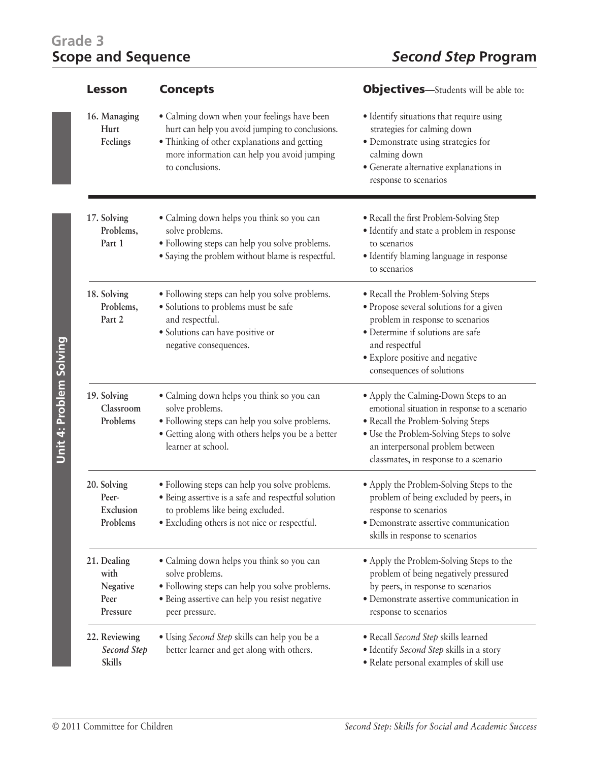# Grade 3
## Scope and Sequence

***Second Step* Program**

| Lesson | Concepts | Objectives—Students will be able to: |
|---|---|---|
| 16. Managing Hurt Feelings | • Calming down when your feelings have been hurt can help you avoid jumping to conclusions.<br>• Thinking of other explanations and getting more information can help you avoid jumping to conclusions. | • Identify situations that require using strategies for calming down<br>• Demonstrate using strategies for calming down<br>• Generate alternative explanations in response to scenarios |

**Unit 4: Problem Solving**

| Lesson | Concepts | Objectives—Students will be able to: |
|---|---|---|
| 17. Solving Problems, Part 1 | • Calming down helps you think so you can solve problems.<br>• Following steps can help you solve problems.<br>• Saying the problem without blame is respectful. | • Recall the first Problem-Solving Step<br>• Identify and state a problem in response to scenarios<br>• Identify blaming language in response to scenarios |
| 18. Solving Problems, Part 2 | • Following steps can help you solve problems.<br>• Solutions to problems must be safe and respectful.<br>• Solutions can have positive or negative consequences. | • Recall the Problem-Solving Steps<br>• Propose several solutions for a given problem in response to scenarios<br>• Determine if solutions are safe and respectful<br>• Explore positive and negative consequences of solutions |
| 19. Solving Classroom Problems | • Calming down helps you think so you can solve problems.<br>• Following steps can help you solve problems.<br>• Getting along with others helps you be a better learner at school. | • Apply the Calming-Down Steps to an emotional situation in response to a scenario<br>• Recall the Problem-Solving Steps<br>• Use the Problem-Solving Steps to solve an interpersonal problem between classmates, in response to a scenario |
| 20. Solving Peer-Exclusion Problems | • Following steps can help you solve problems.<br>• Being assertive is a safe and respectful solution to problems like being excluded.<br>• Excluding others is not nice or respectful. | • Apply the Problem-Solving Steps to the problem of being excluded by peers, in response to scenarios<br>• Demonstrate assertive communication skills in response to scenarios |
| 21. Dealing with Negative Peer Pressure | • Calming down helps you think so you can solve problems.<br>• Following steps can help you solve problems.<br>• Being assertive can help you resist negative peer pressure. | • Apply the Problem-Solving Steps to the problem of being negatively pressured by peers, in response to scenarios<br>• Demonstrate assertive communication in response to scenarios |
| 22. Reviewing *Second Step* Skills | • Using *Second Step* skills can help you be a better learner and get along with others. | • Recall *Second Step* skills learned<br>• Identify *Second Step* skills in a story<br>• Relate personal examples of skill use |

© 2011 Committee for Children

*Second Step: Skills for Social and Academic Success*